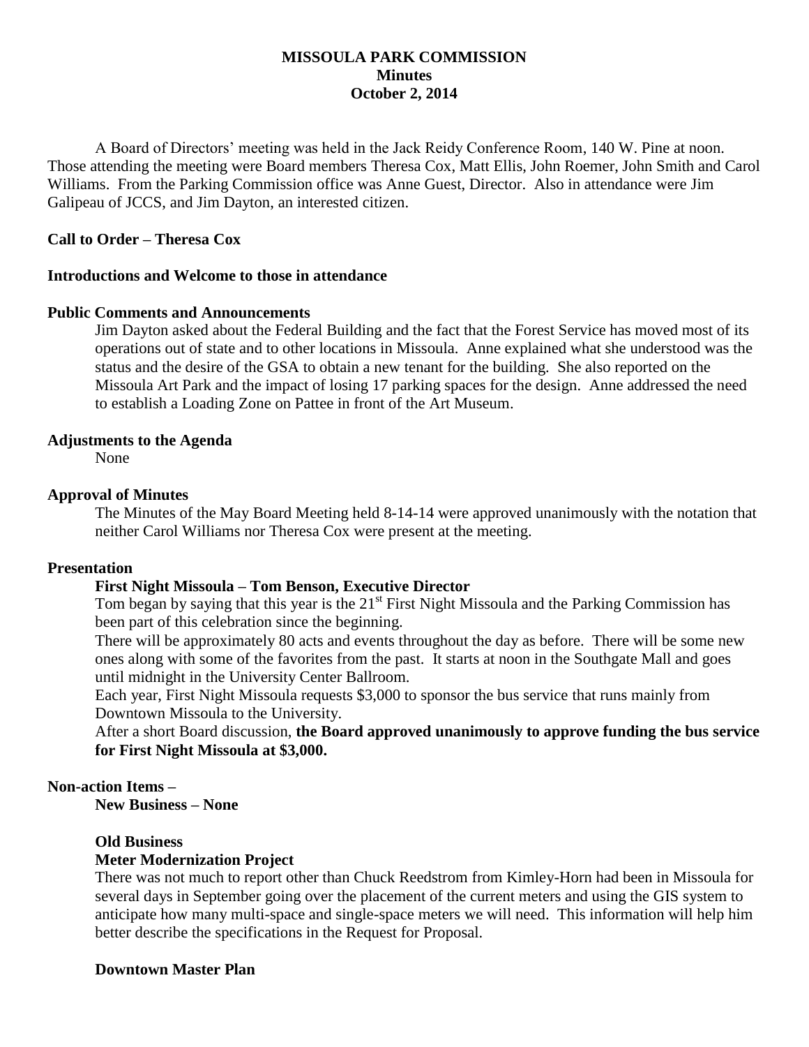# MISSOULA PARK COMMISSION
## Minutes
## October 2, 2014

A Board of Directors' meeting was held in the Jack Reidy Conference Room, 140 W. Pine at noon. Those attending the meeting were Board members Theresa Cox, Matt Ellis, John Roemer, John Smith and Carol Williams. From the Parking Commission office was Anne Guest, Director. Also in attendance were Jim Galipeau of JCCS, and Jim Dayton, an interested citizen.

**Call to Order – Theresa Cox**

**Introductions and Welcome to those in attendance**

**Public Comments and Announcements**

Jim Dayton asked about the Federal Building and the fact that the Forest Service has moved most of its operations out of state and to other locations in Missoula. Anne explained what she understood was the status and the desire of the GSA to obtain a new tenant for the building. She also reported on the Missoula Art Park and the impact of losing 17 parking spaces for the design. Anne addressed the need to establish a Loading Zone on Pattee in front of the Art Museum.

**Adjustments to the Agenda**

None

**Approval of Minutes**

The Minutes of the May Board Meeting held 8-14-14 were approved unanimously with the notation that neither Carol Williams nor Theresa Cox were present at the meeting.

**Presentation**

**First Night Missoula – Tom Benson, Executive Director**

Tom began by saying that this year is the 21st First Night Missoula and the Parking Commission has been part of this celebration since the beginning.

There will be approximately 80 acts and events throughout the day as before. There will be some new ones along with some of the favorites from the past. It starts at noon in the Southgate Mall and goes until midnight in the University Center Ballroom.

Each year, First Night Missoula requests $3,000 to sponsor the bus service that runs mainly from Downtown Missoula to the University.

After a short Board discussion, **the Board approved unanimously to approve funding the bus service for First Night Missoula at $3,000.**

**Non-action Items –**

**New Business – None**

**Old Business**

**Meter Modernization Project**

There was not much to report other than Chuck Reedstrom from Kimley-Horn had been in Missoula for several days in September going over the placement of the current meters and using the GIS system to anticipate how many multi-space and single-space meters we will need. This information will help him better describe the specifications in the Request for Proposal.

**Downtown Master Plan**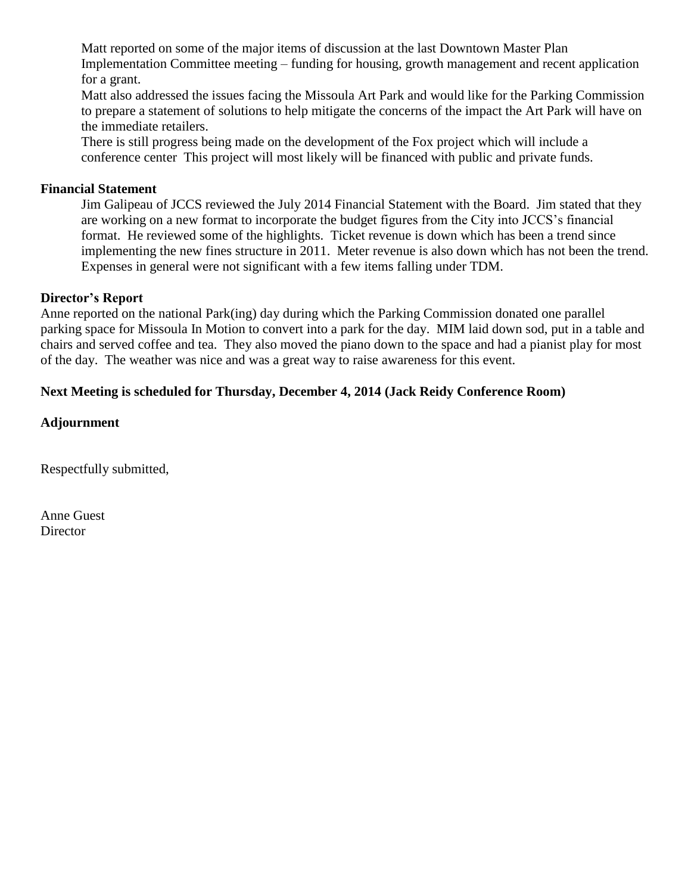Matt reported on some of the major items of discussion at the last Downtown Master Plan Implementation Committee meeting – funding for housing, growth management and recent application for a grant.

Matt also addressed the issues facing the Missoula Art Park and would like for the Parking Commission to prepare a statement of solutions to help mitigate the concerns of the impact the Art Park will have on the immediate retailers.

There is still progress being made on the development of the Fox project which will include a conference center  This project will most likely will be financed with public and private funds.

**Financial Statement**

Jim Galipeau of JCCS reviewed the July 2014 Financial Statement with the Board.  Jim stated that they are working on a new format to incorporate the budget figures from the City into JCCS's financial format.  He reviewed some of the highlights.  Ticket revenue is down which has been a trend since implementing the new fines structure in 2011.  Meter revenue is also down which has not been the trend.  Expenses in general were not significant with a few items falling under TDM.

**Director's Report**

Anne reported on the national Park(ing) day during which the Parking Commission donated one parallel parking space for Missoula In Motion to convert into a park for the day.  MIM laid down sod, put in a table and chairs and served coffee and tea.  They also moved the piano down to the space and had a pianist play for most of the day.  The weather was nice and was a great way to raise awareness for this event.

**Next Meeting is scheduled for Thursday, December 4, 2014 (Jack Reidy Conference Room)**

**Adjournment**

Respectfully submitted,

Anne Guest
Director